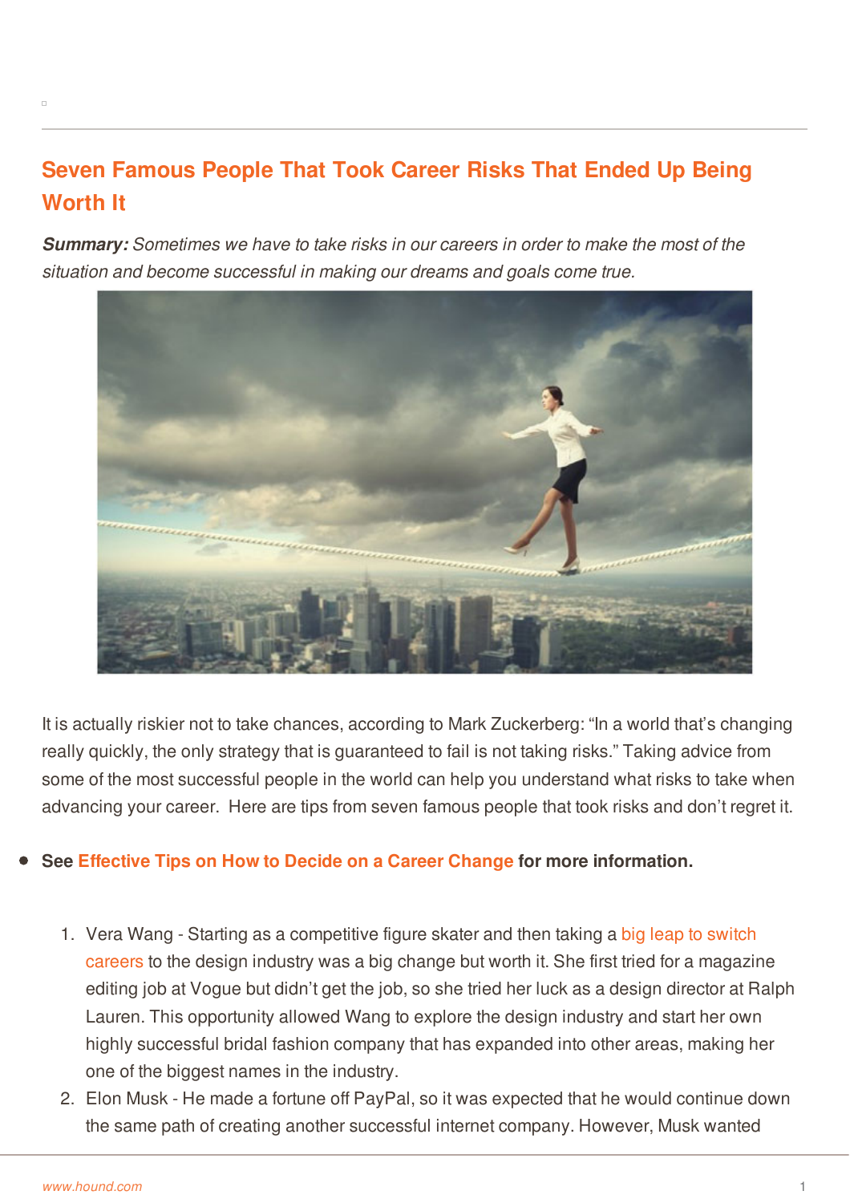# Seven Famous People That Took Career Risks That Ended Up Being Worth It

***Summary:*** *Sometimes we have to take risks in our careers in order to make the most of the situation and become successful in making our dreams and goals come true.*

It is actually riskier not to take chances, according to Mark Zuckerberg: "In a world that's changing really quickly, the only strategy that is guaranteed to fail is not taking risks." Taking advice from some of the most successful people in the world can help you understand what risks to take when advancing your career. Here are tips from seven famous people that took risks and don't regret it.

- **See Effective Tips on How to Decide on a Career Change for more information.**

1. Vera Wang - Starting as a competitive figure skater and then taking a big leap to switch careers to the design industry was a big change but worth it. She first tried for a magazine editing job at Vogue but didn't get the job, so she tried her luck as a design director at Ralph Lauren. This opportunity allowed Wang to explore the design industry and start her own highly successful bridal fashion company that has expanded into other areas, making her one of the biggest names in the industry.
2. Elon Musk - He made a fortune off PayPal, so it was expected that he would continue down the same path of creating another successful internet company. However, Musk wanted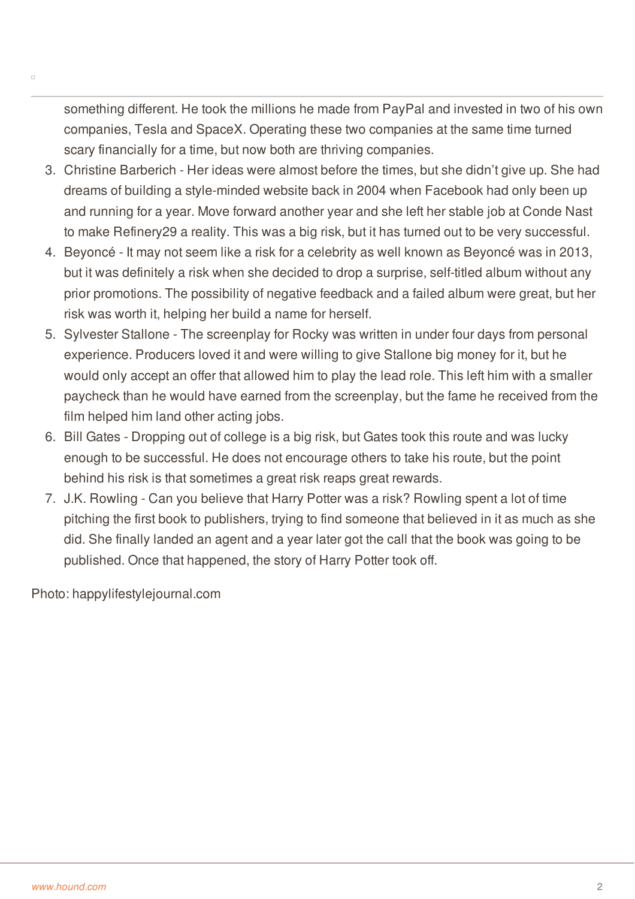something different. He took the millions he made from PayPal and invested in two of his own companies, Tesla and SpaceX. Operating these two companies at the same time turned scary financially for a time, but now both are thriving companies.

3. Christine Barberich - Her ideas were almost before the times, but she didn't give up. She had dreams of building a style-minded website back in 2004 when Facebook had only been up and running for a year. Move forward another year and she left her stable job at Conde Nast to make Refinery29 a reality. This was a big risk, but it has turned out to be very successful.
4. Beyoncé - It may not seem like a risk for a celebrity as well known as Beyoncé was in 2013, but it was definitely a risk when she decided to drop a surprise, self-titled album without any prior promotions. The possibility of negative feedback and a failed album were great, but her risk was worth it, helping her build a name for herself.
5. Sylvester Stallone - The screenplay for Rocky was written in under four days from personal experience. Producers loved it and were willing to give Stallone big money for it, but he would only accept an offer that allowed him to play the lead role. This left him with a smaller paycheck than he would have earned from the screenplay, but the fame he received from the film helped him land other acting jobs.
6. Bill Gates - Dropping out of college is a big risk, but Gates took this route and was lucky enough to be successful. He does not encourage others to take his route, but the point behind his risk is that sometimes a great risk reaps great rewards.
7. J.K. Rowling - Can you believe that Harry Potter was a risk? Rowling spent a lot of time pitching the first book to publishers, trying to find someone that believed in it as much as she did. She finally landed an agent and a year later got the call that the book was going to be published. Once that happened, the story of Harry Potter took off.

Photo: happylifestylejournal.com